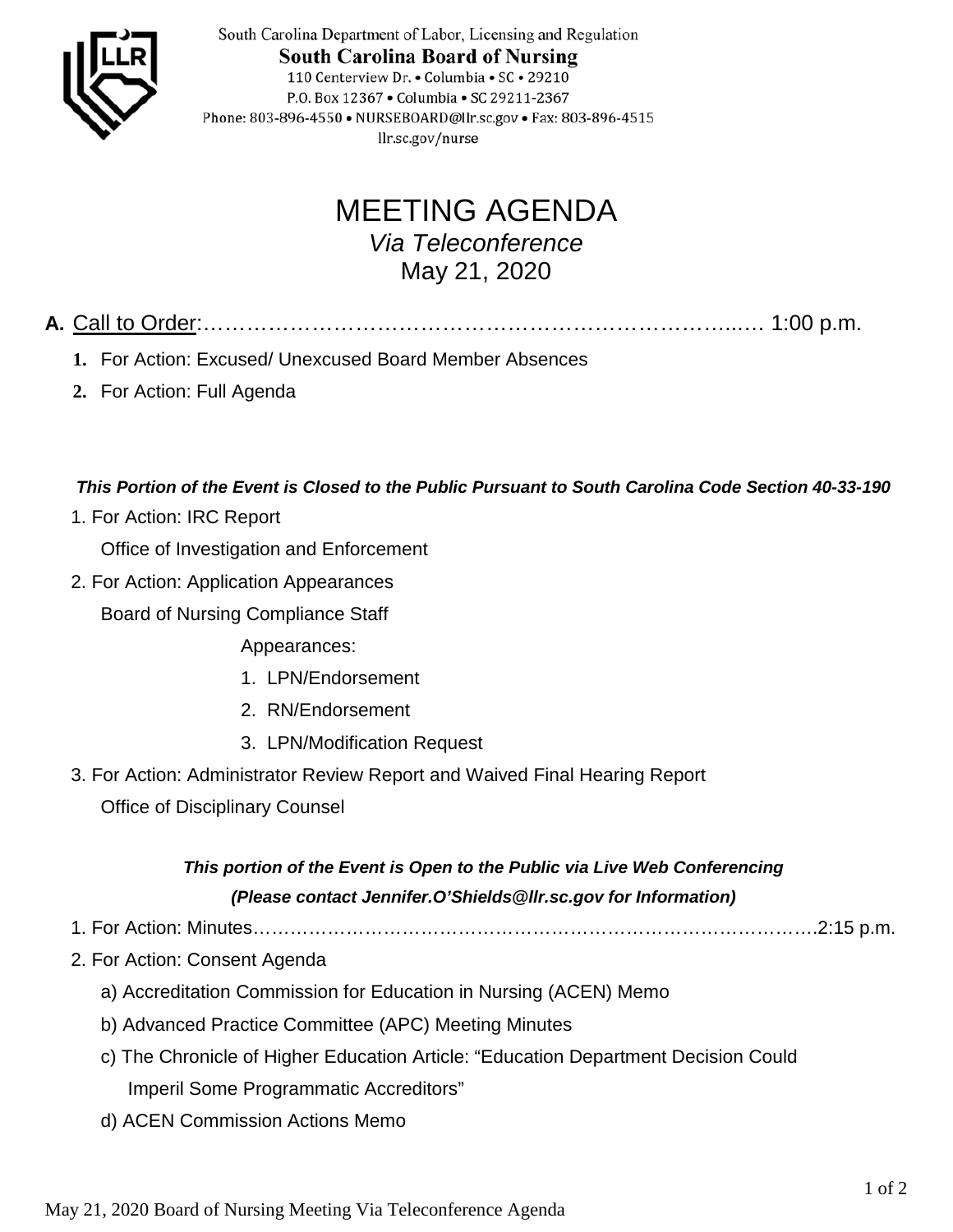South Carolina Department of Labor, Licensing and Regulation
**South Carolina Board of Nursing**
110 Centerview Dr. • Columbia • SC • 29210
P.O. Box 12367 • Columbia • SC 29211-2367
Phone: 803-896-4550 • NURSEBOARD@llr.sc.gov • Fax: 803-896-4515
llr.sc.gov/nurse

# MEETING AGENDA

*Via Teleconference*

May 21, 2020

**A.** Call to Order:…………………………………………………………………..… 1:00 p.m.

1. For Action: Excused/ Unexcused Board Member Absences
2. For Action: Full Agenda

***This Portion of the Event is Closed to the Public Pursuant to South Carolina Code Section 40-33-190***

1. For Action: IRC Report
   Office of Investigation and Enforcement
2. For Action: Application Appearances
   Board of Nursing Compliance Staff
   Appearances:
   1. LPN/Endorsement
   2. RN/Endorsement
   3. LPN/Modification Request
3. For Action: Administrator Review Report and Waived Final Hearing Report
   Office of Disciplinary Counsel

***This portion of the Event is Open to the Public via Live Web Conferencing***
***(Please contact Jennifer.O'Shields@llr.sc.gov for Information)***

1. For Action: Minutes………………………………………………………………………………….2:15 p.m.
2. For Action: Consent Agenda
   a) Accreditation Commission for Education in Nursing (ACEN) Memo
   b) Advanced Practice Committee (APC) Meeting Minutes
   c) The Chronicle of Higher Education Article: "Education Department Decision Could Imperil Some Programmatic Accreditors"
   d) ACEN Commission Actions Memo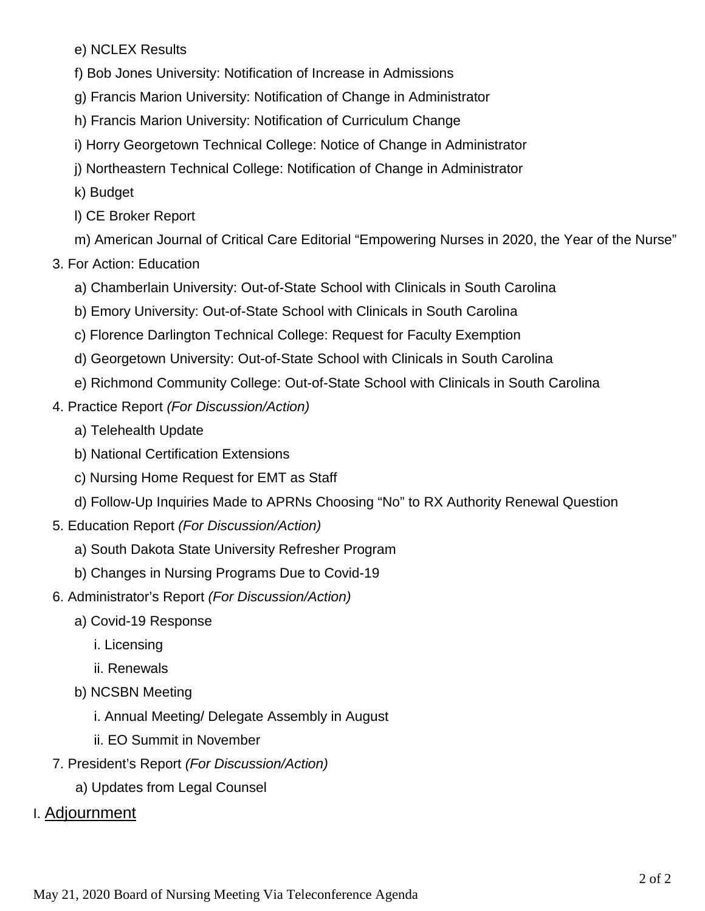e) NCLEX Results

f) Bob Jones University: Notification of Increase in Admissions

g) Francis Marion University: Notification of Change in Administrator

h) Francis Marion University: Notification of Curriculum Change

i) Horry Georgetown Technical College: Notice of Change in Administrator

j) Northeastern Technical College: Notification of Change in Administrator

k) Budget

l) CE Broker Report

m) American Journal of Critical Care Editorial "Empowering Nurses in 2020, the Year of the Nurse"

3. For Action: Education
   - a) Chamberlain University: Out-of-State School with Clinicals in South Carolina
   - b) Emory University: Out-of-State School with Clinicals in South Carolina
   - c) Florence Darlington Technical College: Request for Faculty Exemption
   - d) Georgetown University: Out-of-State School with Clinicals in South Carolina
   - e) Richmond Community College: Out-of-State School with Clinicals in South Carolina
4. Practice Report *(For Discussion/Action)*
   - a) Telehealth Update
   - b) National Certification Extensions
   - c) Nursing Home Request for EMT as Staff
   - d) Follow-Up Inquiries Made to APRNs Choosing "No" to RX Authority Renewal Question
5. Education Report *(For Discussion/Action)*
   - a) South Dakota State University Refresher Program
   - b) Changes in Nursing Programs Due to Covid-19
6. Administrator's Report *(For Discussion/Action)*
   - a) Covid-19 Response
     - i. Licensing
     - ii. Renewals
   - b) NCSBN Meeting
     - i. Annual Meeting/ Delegate Assembly in August
     - ii. EO Summit in November
7. President's Report *(For Discussion/Action)*
   - a) Updates from Legal Counsel

I. <u>Adjournment</u>